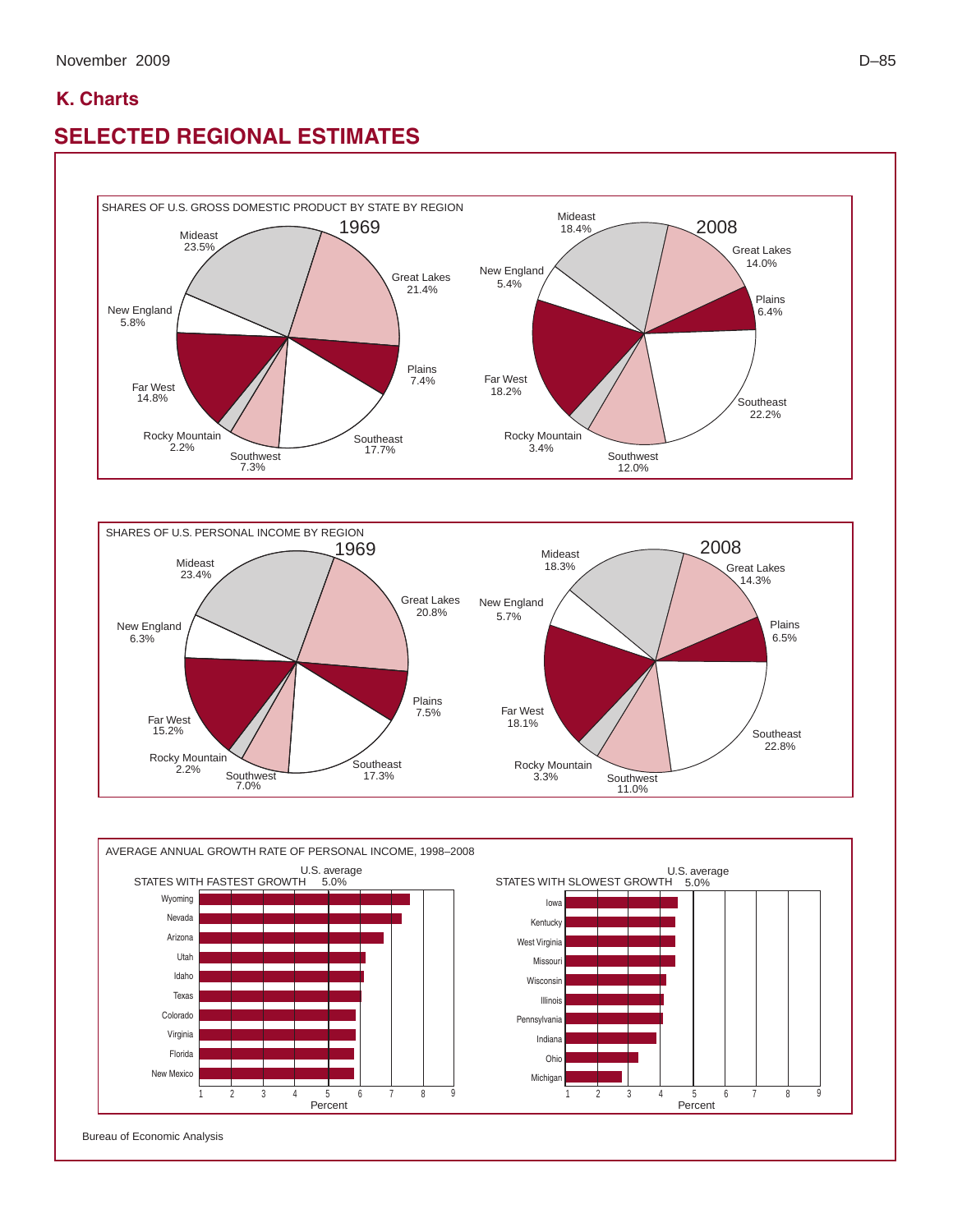## K. Charts

# SELECTED REGIONAL ESTIMATES

SHARES OF U.S. GROSS DOMESTIC PRODUCT BY STATE BY REGION

1969

Mideast 23.5%
Great Lakes 21.4%
Plains 7.4%
Southeast 17.7%
Southwest 7.3%
Rocky Mountain 2.2%
Far West 14.8%
New England 5.8%

2008

Mideast 18.4%
Great Lakes 14.0%
Plains 6.4%
Southeast 22.2%
Southwest 12.0%
Rocky Mountain 3.4%
Far West 18.2%
New England 5.4%

SHARES OF U.S. PERSONAL INCOME BY REGION

1969

Mideast 23.4%
Great Lakes 20.8%
Plains 7.5%
Southeast 17.3%
Southwest 7.0%
Rocky Mountain 2.2%
Far West 15.2%
New England 6.3%

2008

Mideast 18.3%
Great Lakes 14.3%
Plains 6.5%
Southeast 22.8%
Southwest 11.0%
Rocky Mountain 3.3%
Far West 18.1%
New England 5.7%

AVERAGE ANNUAL GROWTH RATE OF PERSONAL INCOME, 1998–2008

STATES WITH FASTEST GROWTH (U.S. average 5.0%)

Wyoming, Nevada, Arizona, Utah, Idaho, Texas, Colorado, Virginia, Florida, New Mexico

STATES WITH SLOWEST GROWTH (U.S. average 5.0%)

Iowa, Kentucky, West Virginia, Missouri, Wisconsin, Illinois, Pennsylvania, Indiana, Ohio, Michigan

Percent

Bureau of Economic Analysis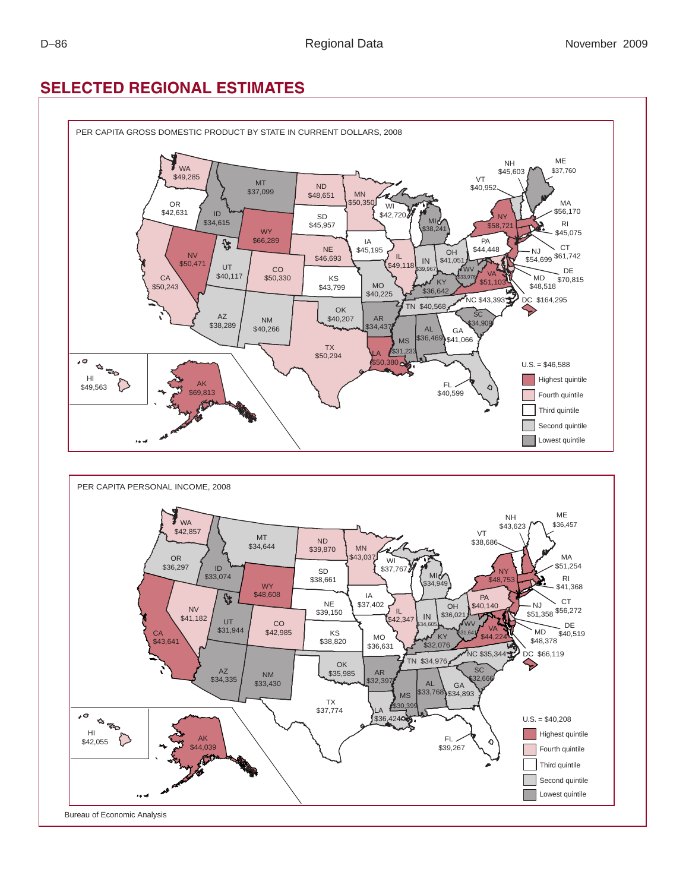## SELECTED REGIONAL ESTIMATES

PER CAPITA GROSS DOMESTIC PRODUCT BY STATE IN CURRENT DOLLARS, 2008

WA $49,285
OR $42,631
CA $50,243
NV $50,471
ID $34,615
MT $37,099
WY $66,289
UT $40,117
CO $50,330
AZ $38,289
NM $40,266
ND $48,651
SD $45,957
NE $46,693
KS $43,799
OK $40,207
TX $50,294
MN $50,350
IA $45,195
MO $40,225
AR $34,437
LA $50,380
WI $42,720
IL $49,118
MI $38,241
IN $39,967
OH $41,051
KY $36,642
TN $40,568
MS $31,233
AL $36,469
GA $41,066
FL $40,599
SC $34,909
NC $43,393
VA $51,103
WV $33,978
PA $44,448
NY $58,721
VT $40,952
NH $45,603
ME $37,760
MA $56,170
RI $45,075
CT $61,742
NJ $54,699
DE $70,815
MD $48,518
DC $164,295
AK $69,813
HI $49,563

U.S. = $46,588

Highest quintile
Fourth quintile
Third quintile
Second quintile
Lowest quintile

PER CAPITA PERSONAL INCOME, 2008

WA $42,857
OR $36,297
CA $43,641
NV $41,182
ID $33,074
MT $34,644
WY $48,608
UT $31,944
CO $42,985
AZ $34,335
NM $33,430
ND $39,870
SD $38,661
NE $39,150
KS $38,820
OK $35,985
TX $37,774
MN $43,037
IA $37,402
MO $36,631
AR $32,397
LA $36,424
WI $37,767
IL $42,347
MI $34,949
IN $34,605
OH $36,021
KY $32,076
TN $34,976
MS $30,399
AL $33,768
GA $34,893
FL $39,267
SC $32,666
NC $35,344
VA $44,224
WV $31,641
PA $40,140
NY $48,753
VT $38,686
NH $43,623
ME $36,457
MA $51,254
RI $41,368
CT $56,272
NJ $51,358
DE $40,519
MD $48,378
DC $66,119
AK $44,039
HI $42,055

U.S. = $40,208

Highest quintile
Fourth quintile
Third quintile
Second quintile
Lowest quintile

Bureau of Economic Analysis